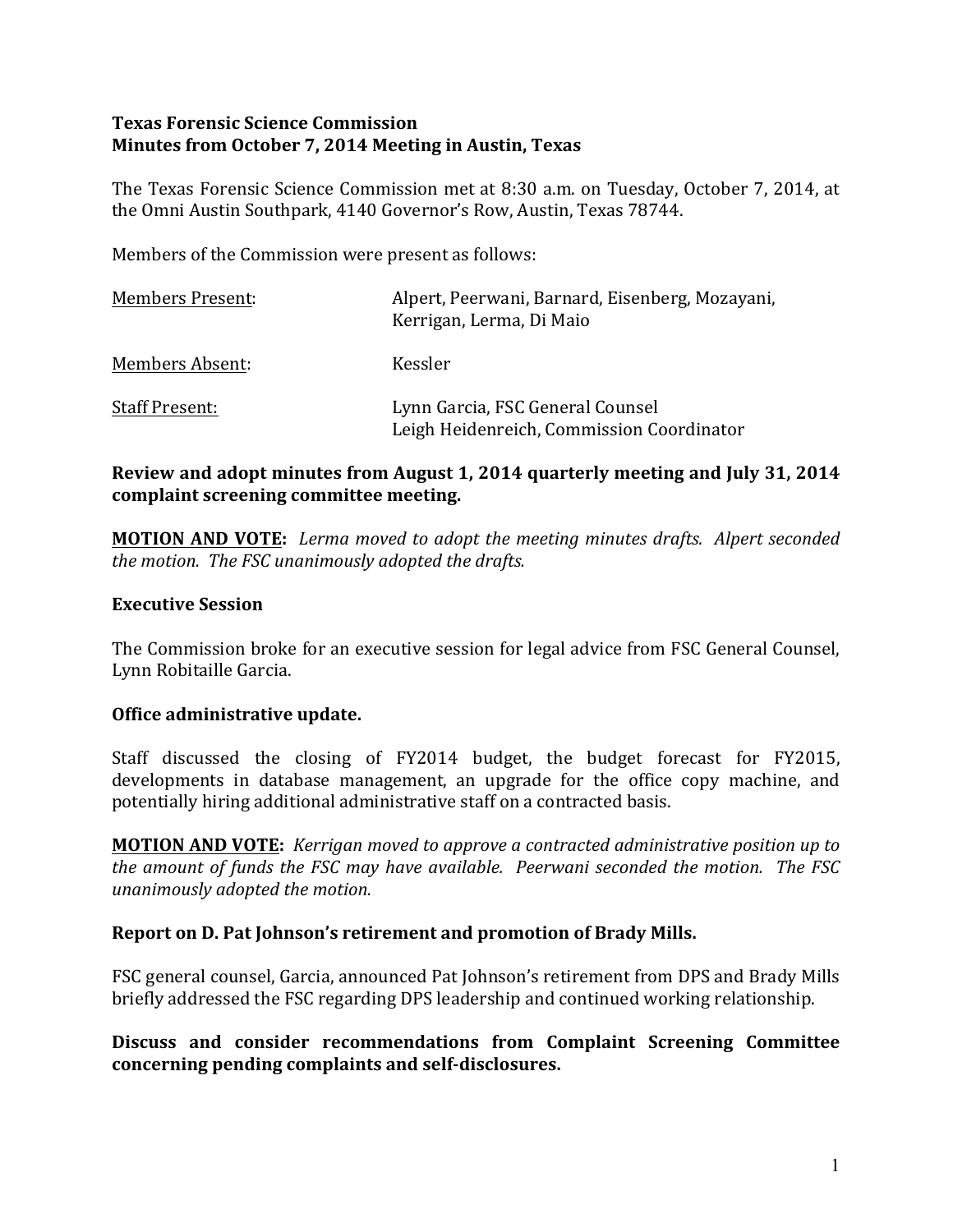**Texas Forensic Science Commission**
**Minutes from October 7, 2014 Meeting in Austin, Texas**

The Texas Forensic Science Commission met at 8:30 a.m. on Tuesday, October 7, 2014, at the Omni Austin Southpark, 4140 Governor's Row, Austin, Texas 78744.

Members of the Commission were present as follows:

| | |
|---|---|
| Members Present: | Alpert, Peerwani, Barnard, Eisenberg, Mozayani, Kerrigan, Lerma, Di Maio |
| Members Absent: | Kessler |
| Staff Present: | Lynn Garcia, FSC General Counsel<br>Leigh Heidenreich, Commission Coordinator |

**Review and adopt minutes from August 1, 2014 quarterly meeting and July 31, 2014 complaint screening committee meeting.**

**MOTION AND VOTE:** *Lerma moved to adopt the meeting minutes drafts. Alpert seconded the motion. The FSC unanimously adopted the drafts.*

**Executive Session**

The Commission broke for an executive session for legal advice from FSC General Counsel, Lynn Robitaille Garcia.

**Office administrative update.**

Staff discussed the closing of FY2014 budget, the budget forecast for FY2015, developments in database management, an upgrade for the office copy machine, and potentially hiring additional administrative staff on a contracted basis.

**MOTION AND VOTE:** *Kerrigan moved to approve a contracted administrative position up to the amount of funds the FSC may have available. Peerwani seconded the motion. The FSC unanimously adopted the motion.*

**Report on D. Pat Johnson's retirement and promotion of Brady Mills.**

FSC general counsel, Garcia, announced Pat Johnson's retirement from DPS and Brady Mills briefly addressed the FSC regarding DPS leadership and continued working relationship.

**Discuss and consider recommendations from Complaint Screening Committee concerning pending complaints and self-disclosures.**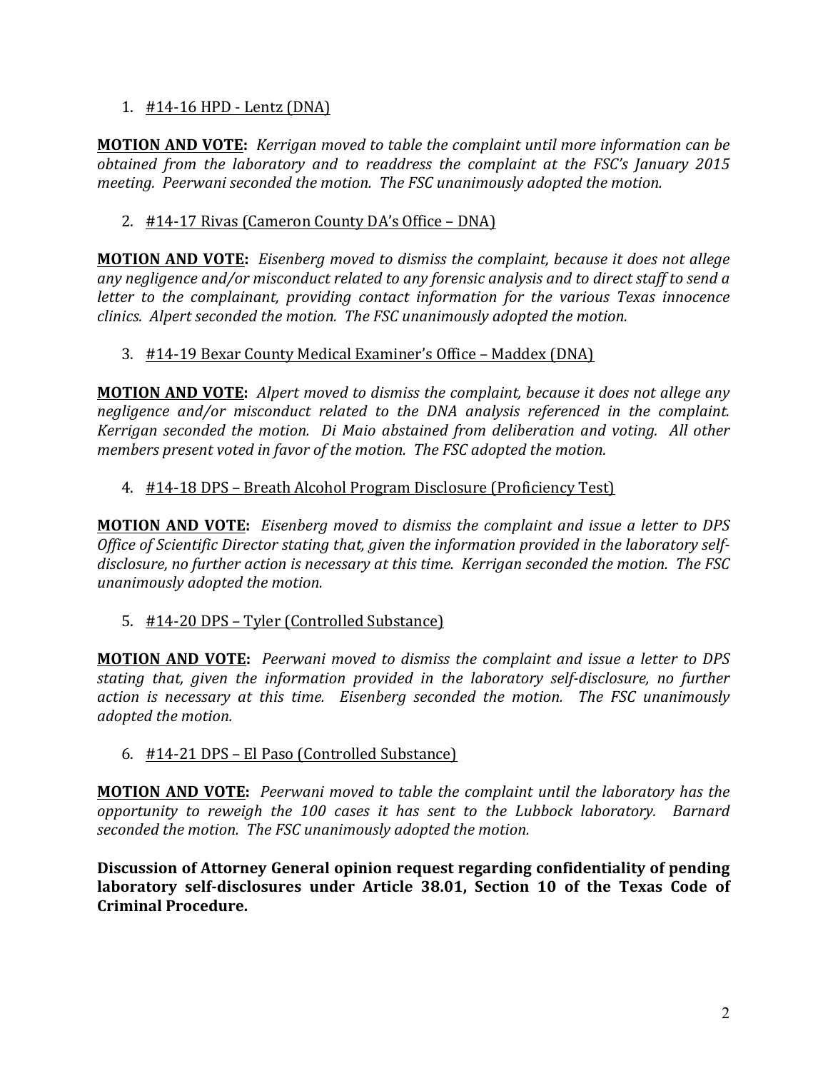1. <u>#14-16 HPD - Lentz (DNA)</u>

**<u>MOTION AND VOTE</u>:** *Kerrigan moved to table the complaint until more information can be obtained from the laboratory and to readdress the complaint at the FSC's January 2015 meeting. Peerwani seconded the motion. The FSC unanimously adopted the motion.*

2. <u>#14-17 Rivas (Cameron County DA's Office – DNA)</u>

**<u>MOTION AND VOTE</u>:** *Eisenberg moved to dismiss the complaint, because it does not allege any negligence and/or misconduct related to any forensic analysis and to direct staff to send a letter to the complainant, providing contact information for the various Texas innocence clinics. Alpert seconded the motion. The FSC unanimously adopted the motion.*

3. <u>#14-19 Bexar County Medical Examiner's Office – Maddex (DNA)</u>

**<u>MOTION AND VOTE</u>:** *Alpert moved to dismiss the complaint, because it does not allege any negligence and/or misconduct related to the DNA analysis referenced in the complaint. Kerrigan seconded the motion. Di Maio abstained from deliberation and voting. All other members present voted in favor of the motion. The FSC adopted the motion.*

4. <u>#14-18 DPS – Breath Alcohol Program Disclosure (Proficiency Test)</u>

**<u>MOTION AND VOTE</u>:** *Eisenberg moved to dismiss the complaint and issue a letter to DPS Office of Scientific Director stating that, given the information provided in the laboratory self-disclosure, no further action is necessary at this time. Kerrigan seconded the motion. The FSC unanimously adopted the motion.*

5. <u>#14-20 DPS – Tyler (Controlled Substance)</u>

**<u>MOTION AND VOTE</u>:** *Peerwani moved to dismiss the complaint and issue a letter to DPS stating that, given the information provided in the laboratory self-disclosure, no further action is necessary at this time. Eisenberg seconded the motion. The FSC unanimously adopted the motion.*

6. <u>#14-21 DPS – El Paso (Controlled Substance)</u>

**<u>MOTION AND VOTE</u>:** *Peerwani moved to table the complaint until the laboratory has the opportunity to reweigh the 100 cases it has sent to the Lubbock laboratory. Barnard seconded the motion. The FSC unanimously adopted the motion.*

**Discussion of Attorney General opinion request regarding confidentiality of pending laboratory self-disclosures under Article 38.01, Section 10 of the Texas Code of Criminal Procedure.**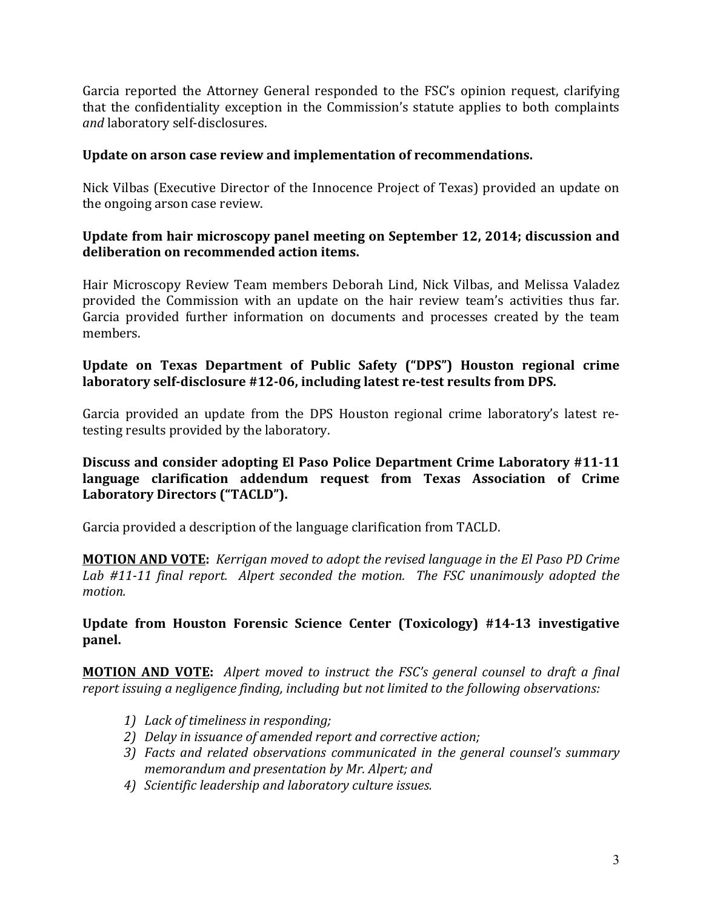Garcia reported the Attorney General responded to the FSC's opinion request, clarifying that the confidentiality exception in the Commission's statute applies to both complaints *and* laboratory self-disclosures.

**Update on arson case review and implementation of recommendations.**

Nick Vilbas (Executive Director of the Innocence Project of Texas) provided an update on the ongoing arson case review.

**Update from hair microscopy panel meeting on September 12, 2014; discussion and deliberation on recommended action items.**

Hair Microscopy Review Team members Deborah Lind, Nick Vilbas, and Melissa Valadez provided the Commission with an update on the hair review team's activities thus far. Garcia provided further information on documents and processes created by the team members.

**Update on Texas Department of Public Safety ("DPS") Houston regional crime laboratory self-disclosure #12-06, including latest re-test results from DPS.**

Garcia provided an update from the DPS Houston regional crime laboratory's latest re-testing results provided by the laboratory.

**Discuss and consider adopting El Paso Police Department Crime Laboratory #11-11 language clarification addendum request from Texas Association of Crime Laboratory Directors ("TACLD").**

Garcia provided a description of the language clarification from TACLD.

**MOTION AND VOTE:** *Kerrigan moved to adopt the revised language in the El Paso PD Crime Lab #11-11 final report. Alpert seconded the motion. The FSC unanimously adopted the motion.*

**Update from Houston Forensic Science Center (Toxicology) #14-13 investigative panel.**

**MOTION AND VOTE:** *Alpert moved to instruct the FSC's general counsel to draft a final report issuing a negligence finding, including but not limited to the following observations:*

1) *Lack of timeliness in responding;*
2) *Delay in issuance of amended report and corrective action;*
3) *Facts and related observations communicated in the general counsel's summary memorandum and presentation by Mr. Alpert; and*
4) *Scientific leadership and laboratory culture issues.*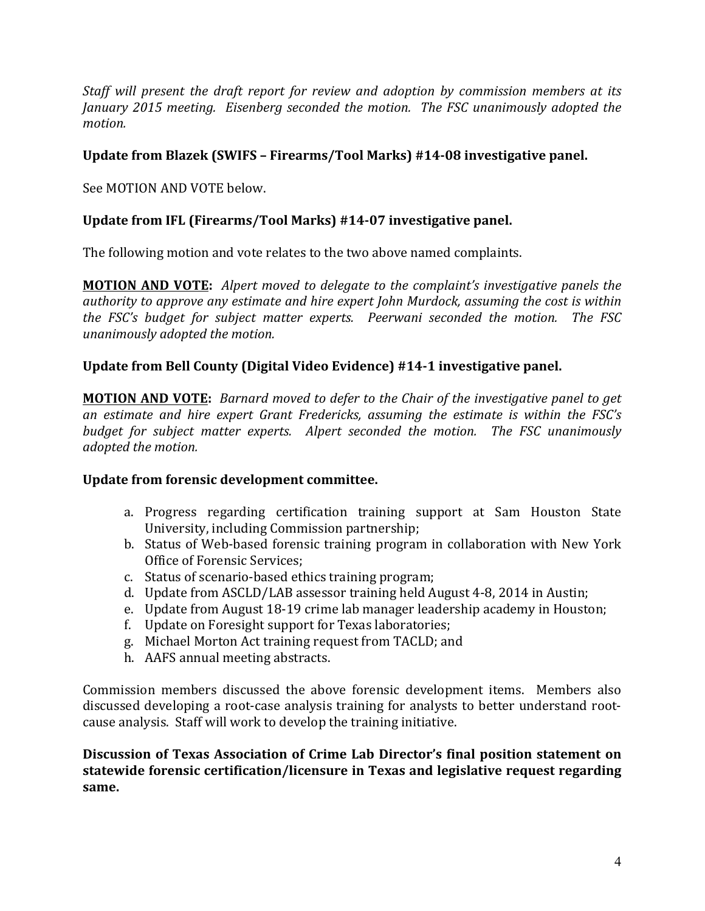*Staff will present the draft report for review and adoption by commission members at its January 2015 meeting. Eisenberg seconded the motion. The FSC unanimously adopted the motion.*

**Update from Blazek (SWIFS – Firearms/Tool Marks) #14-08 investigative panel.**

See MOTION AND VOTE below.

**Update from IFL (Firearms/Tool Marks) #14-07 investigative panel.**

The following motion and vote relates to the two above named complaints.

**MOTION AND VOTE:** *Alpert moved to delegate to the complaint's investigative panels the authority to approve any estimate and hire expert John Murdock, assuming the cost is within the FSC's budget for subject matter experts. Peerwani seconded the motion. The FSC unanimously adopted the motion.*

**Update from Bell County (Digital Video Evidence) #14-1 investigative panel.**

**MOTION AND VOTE:** *Barnard moved to defer to the Chair of the investigative panel to get an estimate and hire expert Grant Fredericks, assuming the estimate is within the FSC's budget for subject matter experts. Alpert seconded the motion. The FSC unanimously adopted the motion.*

**Update from forensic development committee.**

a. Progress regarding certification training support at Sam Houston State University, including Commission partnership;
b. Status of Web-based forensic training program in collaboration with New York Office of Forensic Services;
c. Status of scenario-based ethics training program;
d. Update from ASCLD/LAB assessor training held August 4-8, 2014 in Austin;
e. Update from August 18-19 crime lab manager leadership academy in Houston;
f. Update on Foresight support for Texas laboratories;
g. Michael Morton Act training request from TACLD; and
h. AAFS annual meeting abstracts.

Commission members discussed the above forensic development items. Members also discussed developing a root-case analysis training for analysts to better understand root-cause analysis. Staff will work to develop the training initiative.

**Discussion of Texas Association of Crime Lab Director's final position statement on statewide forensic certification/licensure in Texas and legislative request regarding same.**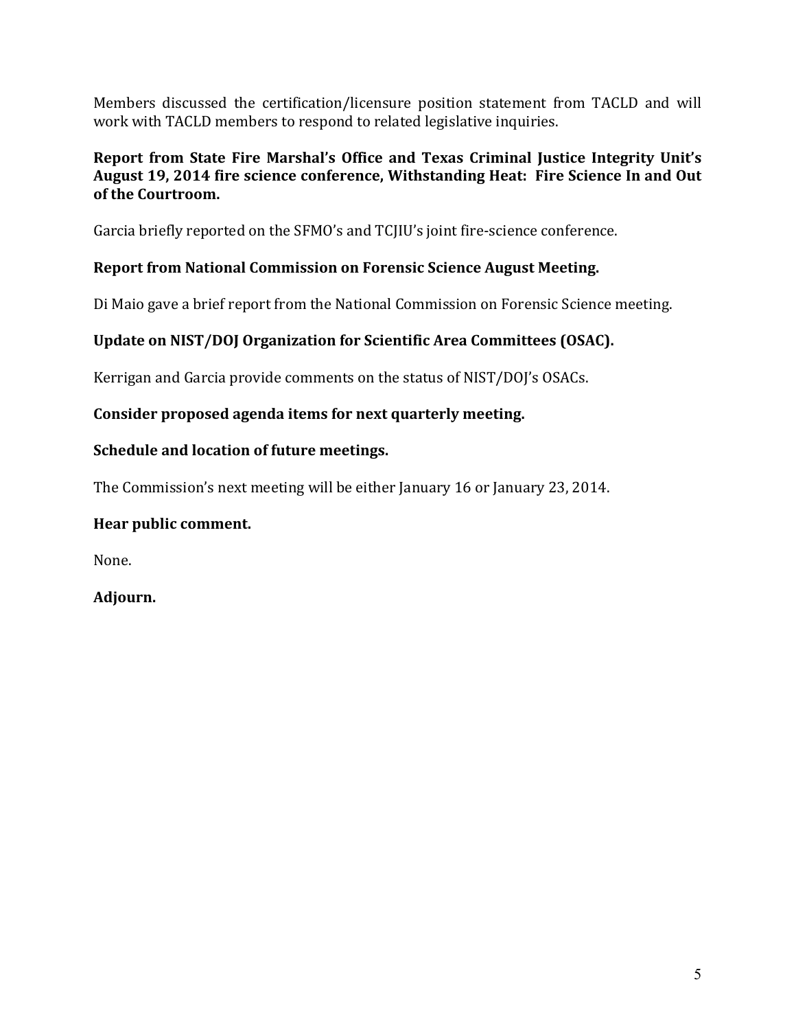Members discussed the certification/licensure position statement from TACLD and will work with TACLD members to respond to related legislative inquiries.

**Report from State Fire Marshal's Office and Texas Criminal Justice Integrity Unit's August 19, 2014 fire science conference, Withstanding Heat: Fire Science In and Out of the Courtroom.**

Garcia briefly reported on the SFMO's and TCJIU's joint fire-science conference.

**Report from National Commission on Forensic Science August Meeting.**

Di Maio gave a brief report from the National Commission on Forensic Science meeting.

**Update on NIST/DOJ Organization for Scientific Area Committees (OSAC).**

Kerrigan and Garcia provide comments on the status of NIST/DOJ's OSACs.

**Consider proposed agenda items for next quarterly meeting.**

**Schedule and location of future meetings.**

The Commission's next meeting will be either January 16 or January 23, 2014.

**Hear public comment.**

None.

**Adjourn.**